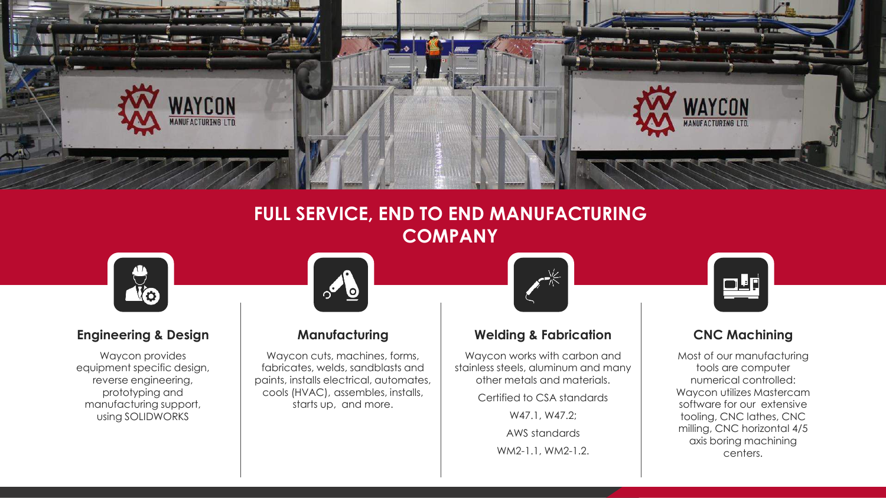# FULL SERVICE, END TO END MANUFACTURING COMPANY

### Engineering & Design

Waycon provides equipment specific design, reverse engineering, prototyping and manufacturing support, using SOLIDWORKS

### Manufacturing

Waycon cuts, machines, forms, fabricates, welds, sandblasts and paints, installs electrical, automates, cools (HVAC), assembles, installs, starts up, and more.

### Welding & Fabrication

Waycon works with carbon and stainless steels, aluminum and many other metals and materials.

Certified to CSA standards

W47.1, W47.2;

AWS standards

WM2-1.1, WM2-1.2.

### CNC Machining

Most of our manufacturing tools are computer numerical controlled: Waycon utilizes Mastercam software for our extensive tooling, CNC lathes, CNC milling, CNC horizontal 4/5 axis boring machining centers.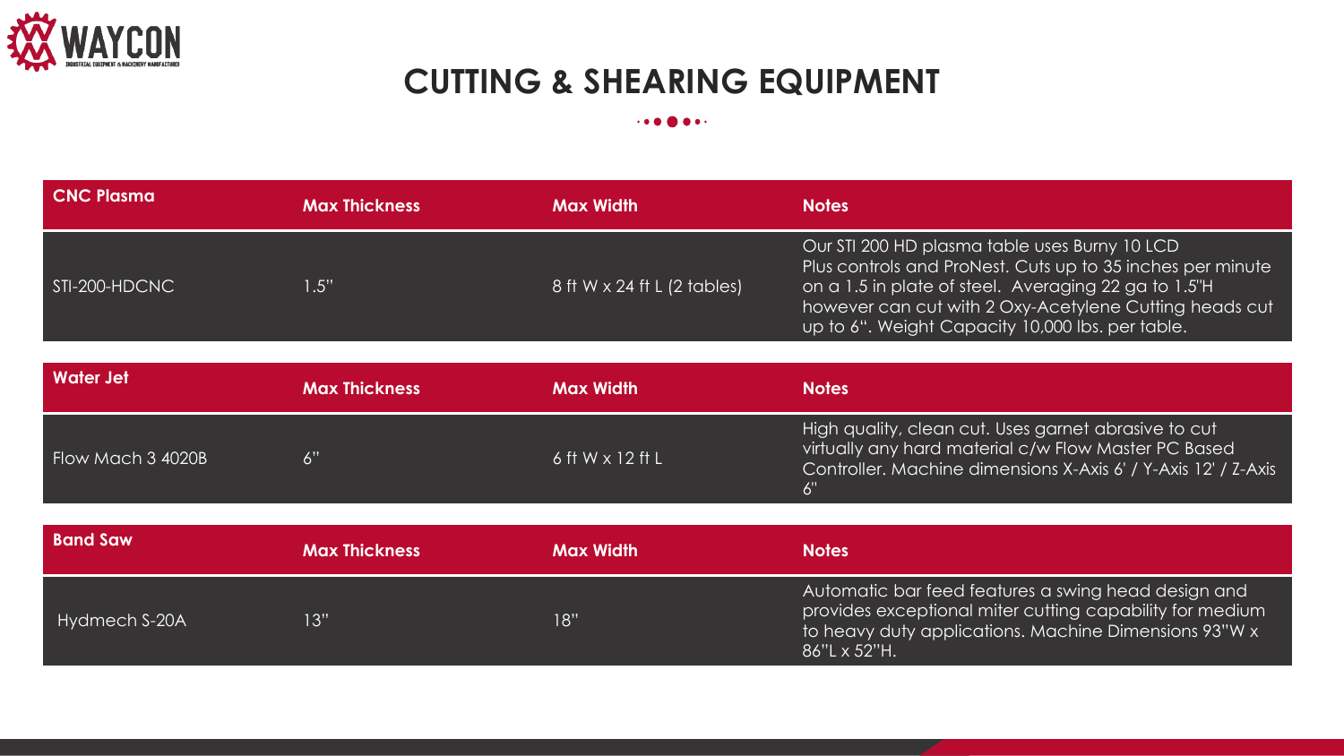# CUTTING & SHEARING EQUIPMENT

| CNC Plasma | Max Thickness | Max Width | Notes |
|---|---|---|---|
| STI-200-HDCNC | 1.5" | 8 ft W x 24 ft L (2 tables) | Our STI 200 HD plasma table uses Burny 10 LCD Plus controls and ProNest. Cuts up to 35 inches per minute on a 1.5 in plate of steel. Averaging 22 ga to 1.5"H however can cut with 2 Oxy-Acetylene Cutting heads cut up to 6". Weight Capacity 10,000 lbs. per table. |

| Water Jet | Max Thickness | Max Width | Notes |
|---|---|---|---|
| Flow Mach 3 4020B | 6" | 6 ft W x 12 ft L | High quality, clean cut. Uses garnet abrasive to cut virtually any hard material c/w Flow Master PC Based Controller. Machine dimensions X-Axis 6' / Y-Axis 12' / Z-Axis 6" |

| Band Saw | Max Thickness | Max Width | Notes |
|---|---|---|---|
| Hydmech S-20A | 13" | 18" | Automatic bar feed features a swing head design and provides exceptional miter cutting capability for medium to heavy duty applications. Machine Dimensions 93"W x 86"L x 52"H. |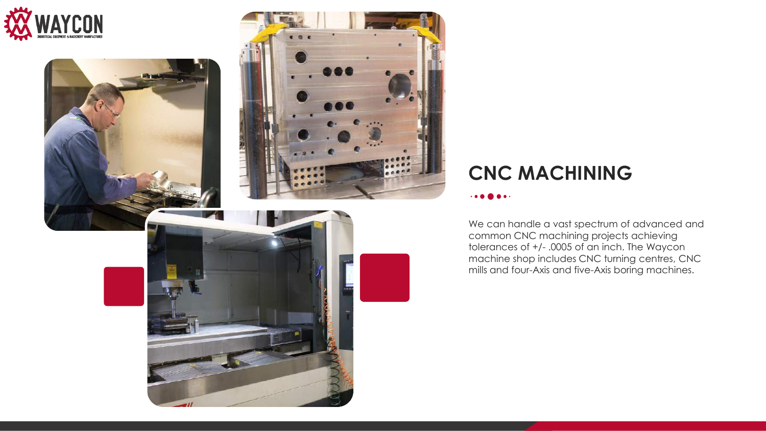## CNC MACHINING

We can handle a vast spectrum of advanced and common CNC machining projects achieving tolerances of +/- .0005 of an inch. The Waycon machine shop includes CNC turning centres, CNC mills and four-Axis and five-Axis boring machines.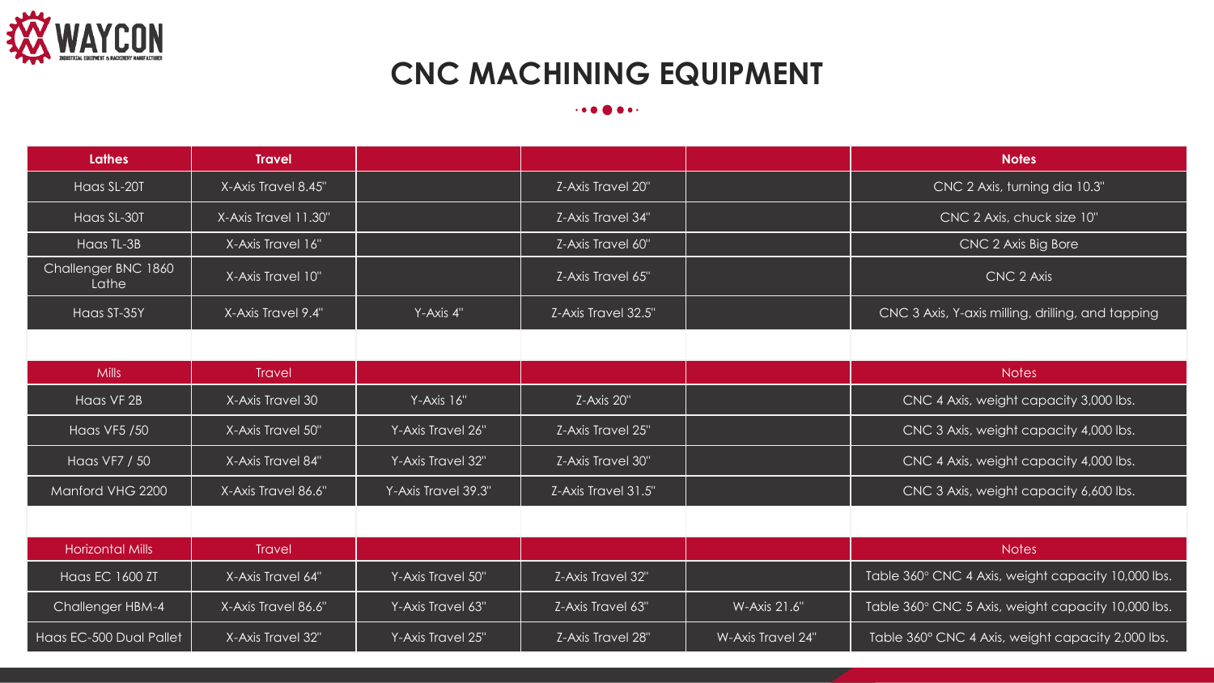# CNC MACHINING EQUIPMENT

| Lathes | Travel | | | | Notes |
|---|---|---|---|---|---|
| Haas SL-20T | X-Axis Travel 8.45" | | Z-Axis Travel 20" | | CNC 2 Axis, turning dia 10.3" |
| Haas SL-30T | X-Axis Travel 11.30" | | Z-Axis Travel 34" | | CNC 2 Axis, chuck size 10" |
| Haas TL-3B | X-Axis Travel 16" | | Z-Axis Travel 60" | | CNC 2 Axis Big Bore |
| Challenger BNC 1860 Lathe | X-Axis Travel 10" | | Z-Axis Travel 65" | | CNC 2 Axis |
| Haas ST-35Y | X-Axis Travel 9.4" | Y-Axis 4" | Z-Axis Travel 32.5" | | CNC 3 Axis, Y-axis milling, drilling, and tapping |
| | | | | | |
| Mills | Travel | | | | Notes |
| Haas VF 2B | X-Axis Travel 30 | Y-Axis 16" | Z-Axis 20" | | CNC 4 Axis, weight capacity 3,000 lbs. |
| Haas VF5 /50 | X-Axis Travel 50" | Y-Axis Travel 26" | Z-Axis Travel 25" | | CNC 3 Axis, weight capacity 4,000 lbs. |
| Haas VF7 / 50 | X-Axis Travel 84" | Y-Axis Travel 32" | Z-Axis Travel 30" | | CNC 4 Axis, weight capacity 4,000 lbs. |
| Manford VHG 2200 | X-Axis Travel 86.6" | Y-Axis Travel 39.3" | Z-Axis Travel 31.5" | | CNC 3 Axis, weight capacity 6,600 lbs. |
| | | | | | |
| Horizontal Mills | Travel | | | | Notes |
| Haas EC 1600 ZT | X-Axis Travel 64" | Y-Axis Travel 50" | Z-Axis Travel 32" | | Table 360° CNC 4 Axis, weight capacity 10,000 lbs. |
| Challenger HBM-4 | X-Axis Travel 86.6" | Y-Axis Travel 63" | Z-Axis Travel 63" | W-Axis 21.6" | Table 360° CNC 5 Axis, weight capacity 10,000 lbs. |
| Haas EC-500 Dual Pallet | X-Axis Travel 32" | Y-Axis Travel 25" | Z-Axis Travel 28" | W-Axis Travel 24" | Table 360° CNC 4 Axis, weight capacity 2,000 lbs. |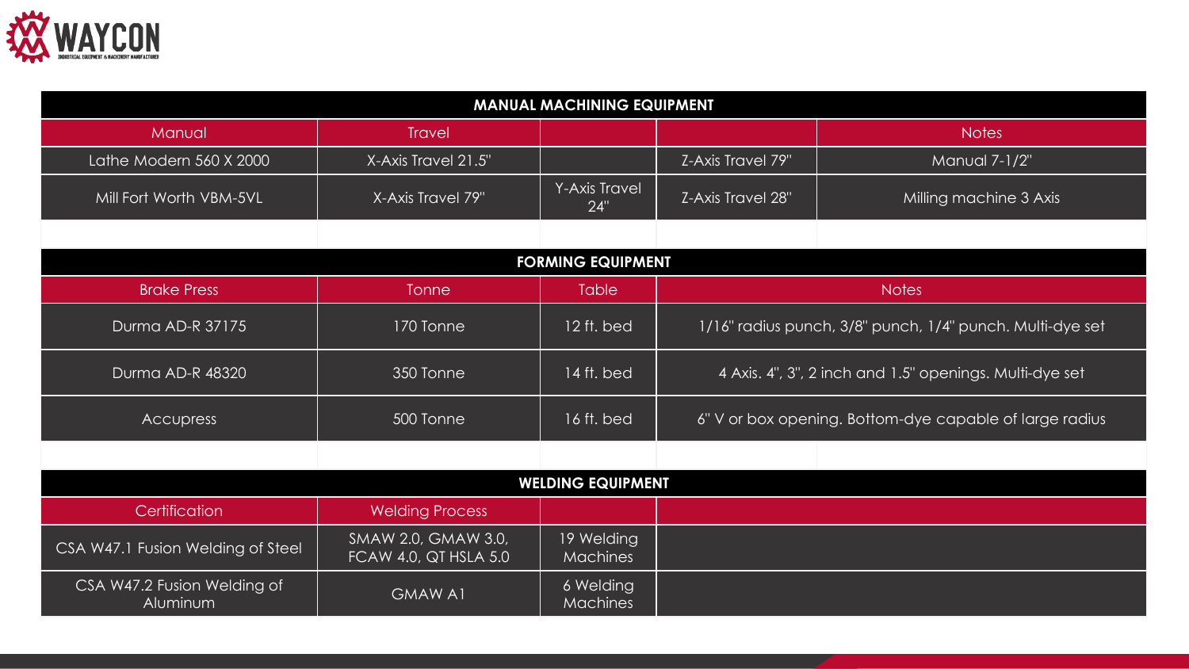WAYCON

INDUSTRIAL EQUIPMENT & MACHINERY MANUFACTURER

## MANUAL MACHINING EQUIPMENT

| Manual | Travel | | | Notes |
|---|---|---|---|---|
| Lathe Modern 560 X 2000 | X-Axis Travel 21.5" | | Z-Axis Travel 79" | Manual 7-1/2" |
| Mill Fort Worth VBM-5VL | X-Axis Travel 79" | Y-Axis Travel 24" | Z-Axis Travel 28" | Milling machine 3 Axis |

## FORMING EQUIPMENT

| Brake Press | Tonne | Table | Notes |
|---|---|---|---|
| Durma AD-R 37175 | 170 Tonne | 12 ft. bed | 1/16" radius punch, 3/8" punch, 1/4" punch. Multi-dye set |
| Durma AD-R 48320 | 350 Tonne | 14 ft. bed | 4 Axis. 4", 3", 2 inch and 1.5" openings. Multi-dye set |
| Accupress | 500 Tonne | 16 ft. bed | 6" V or box opening. Bottom-dye capable of large radius |

## WELDING EQUIPMENT

| Certification | Welding Process | | |
|---|---|---|---|
| CSA W47.1 Fusion Welding of Steel | SMAW 2.0, GMAW 3.0, FCAW 4.0, QT HSLA 5.0 | 19 Welding Machines | |
| CSA W47.2 Fusion Welding of Aluminum | GMAW A1 | 6 Welding Machines | |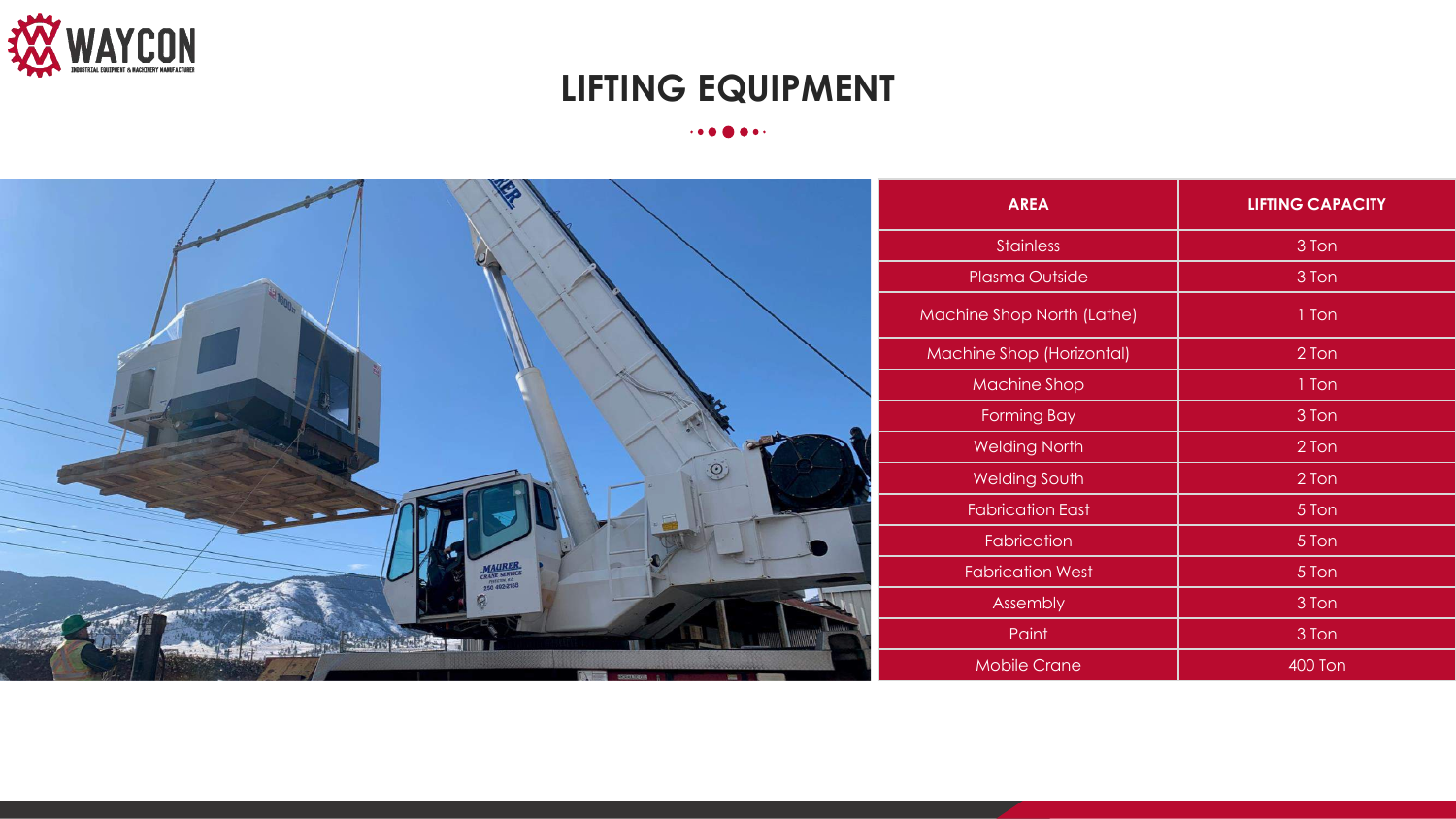# LIFTING EQUIPMENT

| AREA | LIFTING CAPACITY |
|---|---|
| Stainless | 3 Ton |
| Plasma Outside | 3 Ton |
| Machine Shop North (Lathe) | 1 Ton |
| Machine Shop (Horizontal) | 2 Ton |
| Machine Shop | 1 Ton |
| Forming Bay | 3 Ton |
| Welding North | 2 Ton |
| Welding South | 2 Ton |
| Fabrication East | 5 Ton |
| Fabrication | 5 Ton |
| Fabrication West | 5 Ton |
| Assembly | 3 Ton |
| Paint | 3 Ton |
| Mobile Crane | 400 Ton |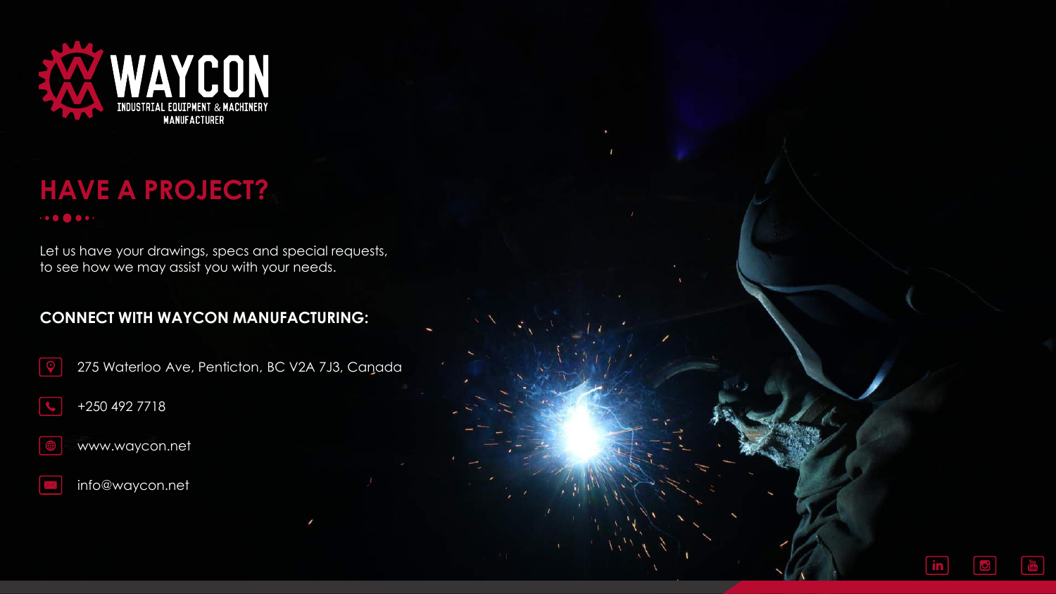WAYCON
INDUSTRIAL EQUIPMENT & MACHINERY MANUFACTURER

# HAVE A PROJECT?

Let us have your drawings, specs and special requests, to see how we may assist you with your needs.

## CONNECT WITH WAYCON MANUFACTURING:

- 275 Waterloo Ave, Penticton, BC V2A 7J3, Canada
- +250 492 7718
- www.waycon.net
- info@waycon.net